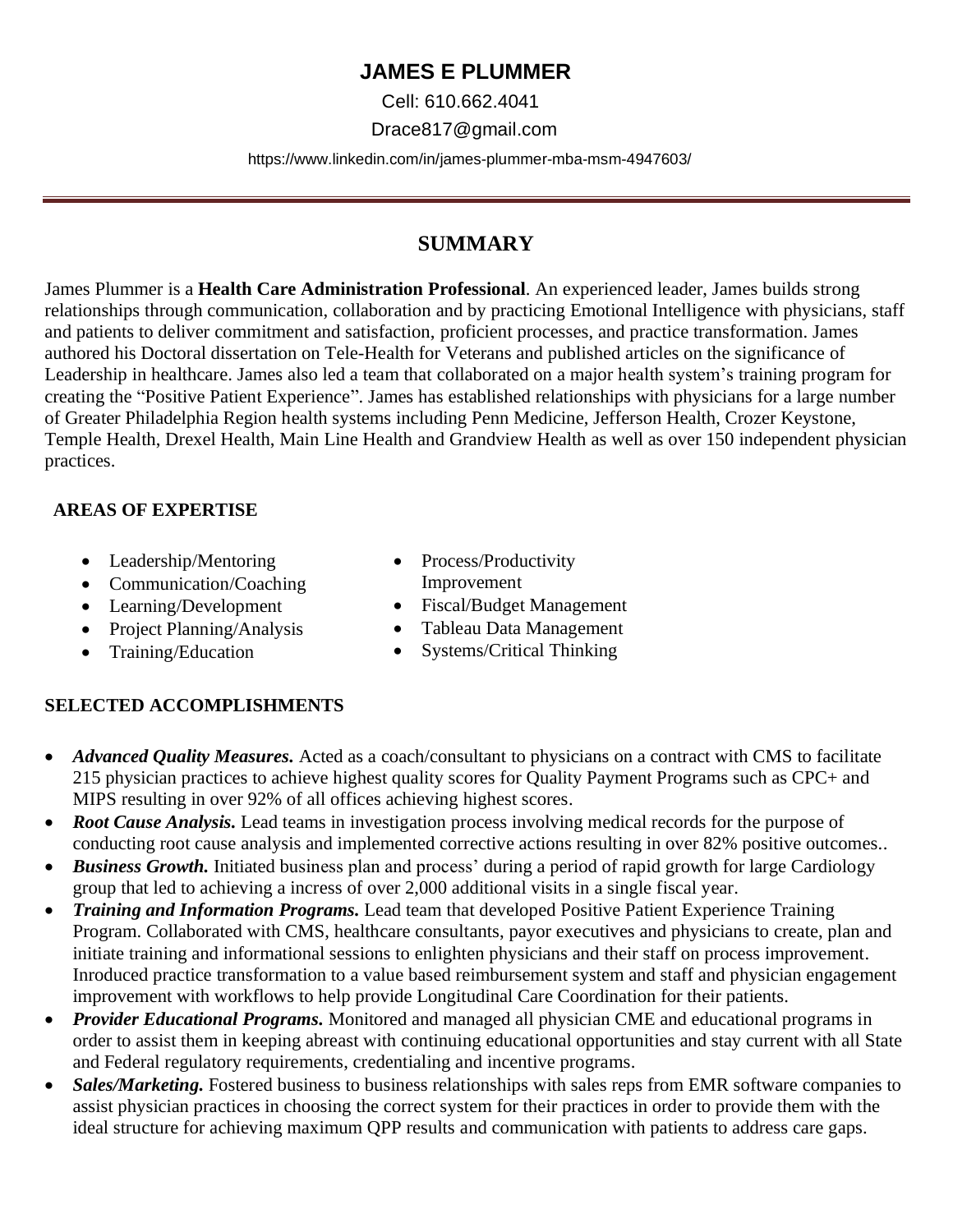# JAMES E PLUMMER

Cell: 610.662.4041

Drace817@gmail.com

https://www.linkedin.com/in/james-plummer-mba-msm-4947603/

---

## SUMMARY

James Plummer is a **Health Care Administration Professional**. An experienced leader, James builds strong relationships through communication, collaboration and by practicing Emotional Intelligence with physicians, staff and patients to deliver commitment and satisfaction, proficient processes, and practice transformation. James authored his Doctoral dissertation on Tele-Health for Veterans and published articles on the significance of Leadership in healthcare. James also led a team that collaborated on a major health system's training program for creating the "Positive Patient Experience". James has established relationships with physicians for a large number of Greater Philadelphia Region health systems including Penn Medicine, Jefferson Health, Crozer Keystone, Temple Health, Drexel Health, Main Line Health and Grandview Health as well as over 150 independent physician practices.

### AREAS OF EXPERTISE

- Leadership/Mentoring
- Communication/Coaching
- Learning/Development
- Project Planning/Analysis
- Training/Education
- Process/Productivity Improvement
- Fiscal/Budget Management
- Tableau Data Management
- Systems/Critical Thinking

### SELECTED ACCOMPLISHMENTS

- ***Advanced Quality Measures.*** Acted as a coach/consultant to physicians on a contract with CMS to facilitate 215 physician practices to achieve highest quality scores for Quality Payment Programs such as CPC+ and MIPS resulting in over 92% of all offices achieving highest scores.
- ***Root Cause Analysis.*** Lead teams in investigation process involving medical records for the purpose of conducting root cause analysis and implemented corrective actions resulting in over 82% positive outcomes..
- ***Business Growth.*** Initiated business plan and process' during a period of rapid growth for large Cardiology group that led to achieving a incress of over 2,000 additional visits in a single fiscal year.
- ***Training and Information Programs.*** Lead team that developed Positive Patient Experience Training Program. Collaborated with CMS, healthcare consultants, payor executives and physicians to create, plan and initiate training and informational sessions to enlighten physicians and their staff on process improvement. Inroduced practice transformation to a value based reimbursement system and staff and physician engagement improvement with workflows to help provide Longitudinal Care Coordination for their patients.
- ***Provider Educational Programs.*** Monitored and managed all physician CME and educational programs in order to assist them in keeping abreast with continuing educational opportunities and stay current with all State and Federal regulatory requirements, credentialing and incentive programs.
- ***Sales/Marketing.*** Fostered business to business relationships with sales reps from EMR software companies to assist physician practices in choosing the correct system for their practices in order to provide them with the ideal structure for achieving maximum QPP results and communication with patients to address care gaps.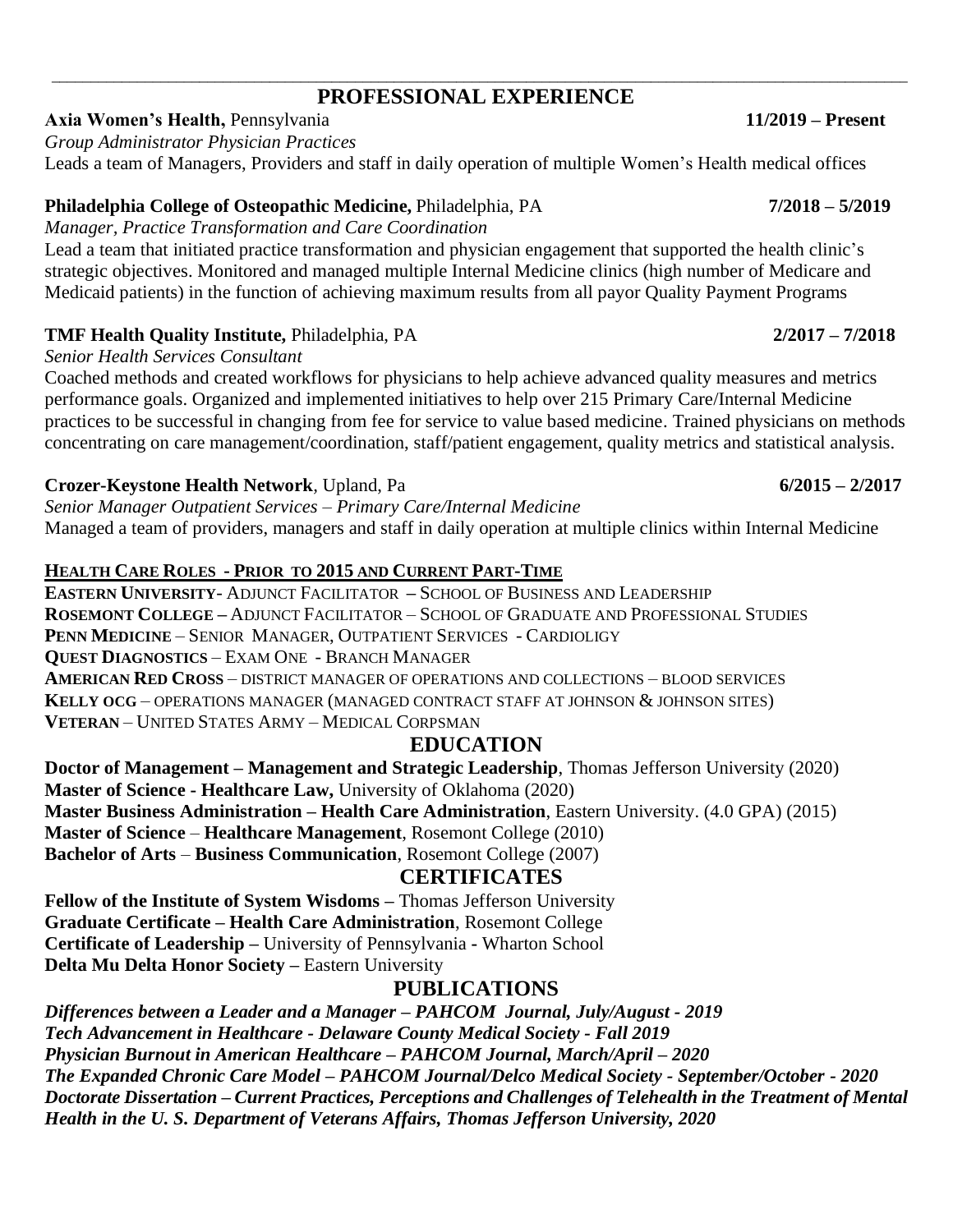## PROFESSIONAL EXPERIENCE

**Axia Women's Health,** Pennsylvania **11/2019 – Present**
*Group Administrator Physician Practices*
Leads a team of Managers, Providers and staff in daily operation of multiple Women's Health medical offices

**Philadelphia College of Osteopathic Medicine,** Philadelphia, PA **7/2018 – 5/2019**
*Manager, Practice Transformation and Care Coordination*
Lead a team that initiated practice transformation and physician engagement that supported the health clinic's strategic objectives. Monitored and managed multiple Internal Medicine clinics (high number of Medicare and Medicaid patients) in the function of achieving maximum results from all payor Quality Payment Programs

**TMF Health Quality Institute,** Philadelphia, PA **2/2017 – 7/2018**
*Senior Health Services Consultant*
Coached methods and created workflows for physicians to help achieve advanced quality measures and metrics performance goals. Organized and implemented initiatives to help over 215 Primary Care/Internal Medicine practices to be successful in changing from fee for service to value based medicine. Trained physicians on methods concentrating on care management/coordination, staff/patient engagement, quality metrics and statistical analysis.

**Crozer-Keystone Health Network**, Upland, Pa **6/2015 – 2/2017**
*Senior Manager Outpatient Services – Primary Care/Internal Medicine*
Managed a team of providers, managers and staff in daily operation at multiple clinics within Internal Medicine

**HEALTH CARE ROLES - PRIOR TO 2015 AND CURRENT PART-TIME**

**EASTERN UNIVERSITY**- ADJUNCT FACILITATOR – SCHOOL OF BUSINESS AND LEADERSHIP
**ROSEMONT COLLEGE –** ADJUNCT FACILITATOR – SCHOOL OF GRADUATE AND PROFESSIONAL STUDIES
**PENN MEDICINE** – SENIOR MANAGER, OUTPATIENT SERVICES - CARDIOLIGY
**QUEST DIAGNOSTICS** – EXAM ONE - BRANCH MANAGER
**AMERICAN RED CROSS** – DISTRICT MANAGER OF OPERATIONS AND COLLECTIONS – BLOOD SERVICES
**KELLY OCG** – OPERATIONS MANAGER (MANAGED CONTRACT STAFF AT JOHNSON & JOHNSON SITES)
**VETERAN** – UNITED STATES ARMY – MEDICAL CORPSMAN

## EDUCATION

**Doctor of Management – Management and Strategic Leadership**, Thomas Jefferson University (2020)
**Master of Science - Healthcare Law,** University of Oklahoma (2020)
**Master Business Administration – Health Care Administration**, Eastern University. (4.0 GPA) (2015)
**Master of Science** – **Healthcare Management**, Rosemont College (2010)
**Bachelor of Arts** – **Business Communication**, Rosemont College (2007)

## CERTIFICATES

**Fellow of the Institute of System Wisdoms –** Thomas Jefferson University
**Graduate Certificate – Health Care Administration**, Rosemont College
**Certificate of Leadership –** University of Pennsylvania - Wharton School
**Delta Mu Delta Honor Society –** Eastern University

## PUBLICATIONS

***Differences between a Leader and a Manager – PAHCOM Journal, July/August - 2019***
***Tech Advancement in Healthcare - Delaware County Medical Society - Fall 2019***
***Physician Burnout in American Healthcare – PAHCOM Journal, March/April – 2020***
***The Expanded Chronic Care Model – PAHCOM Journal/Delco Medical Society - September/October - 2020***
***Doctorate Dissertation – Current Practices, Perceptions and Challenges of Telehealth in the Treatment of Mental Health in the U. S. Department of Veterans Affairs, Thomas Jefferson University, 2020***